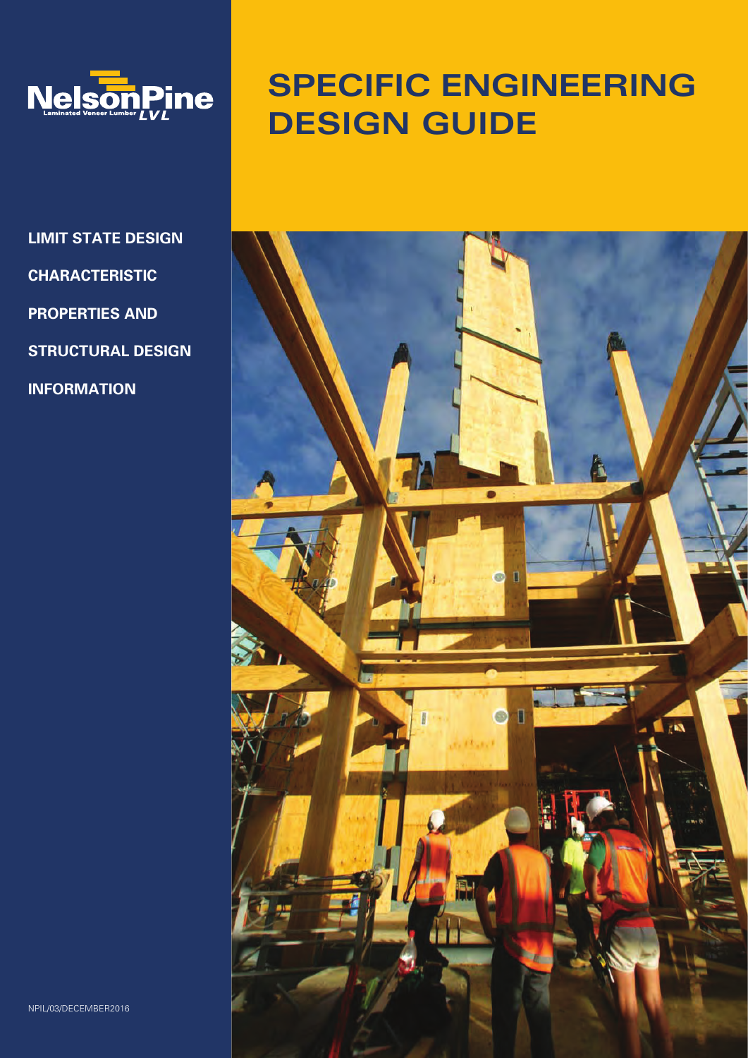NelsonPine

Laminated Veneer Lumber LVL

# SPECIFIC ENGINEERING DESIGN GUIDE

**LIMIT STATE DESIGN**

**CHARACTERISTIC**

**PROPERTIES AND**

**STRUCTURAL DESIGN**

**INFORMATION**

NPIL/03/DECEMBER2016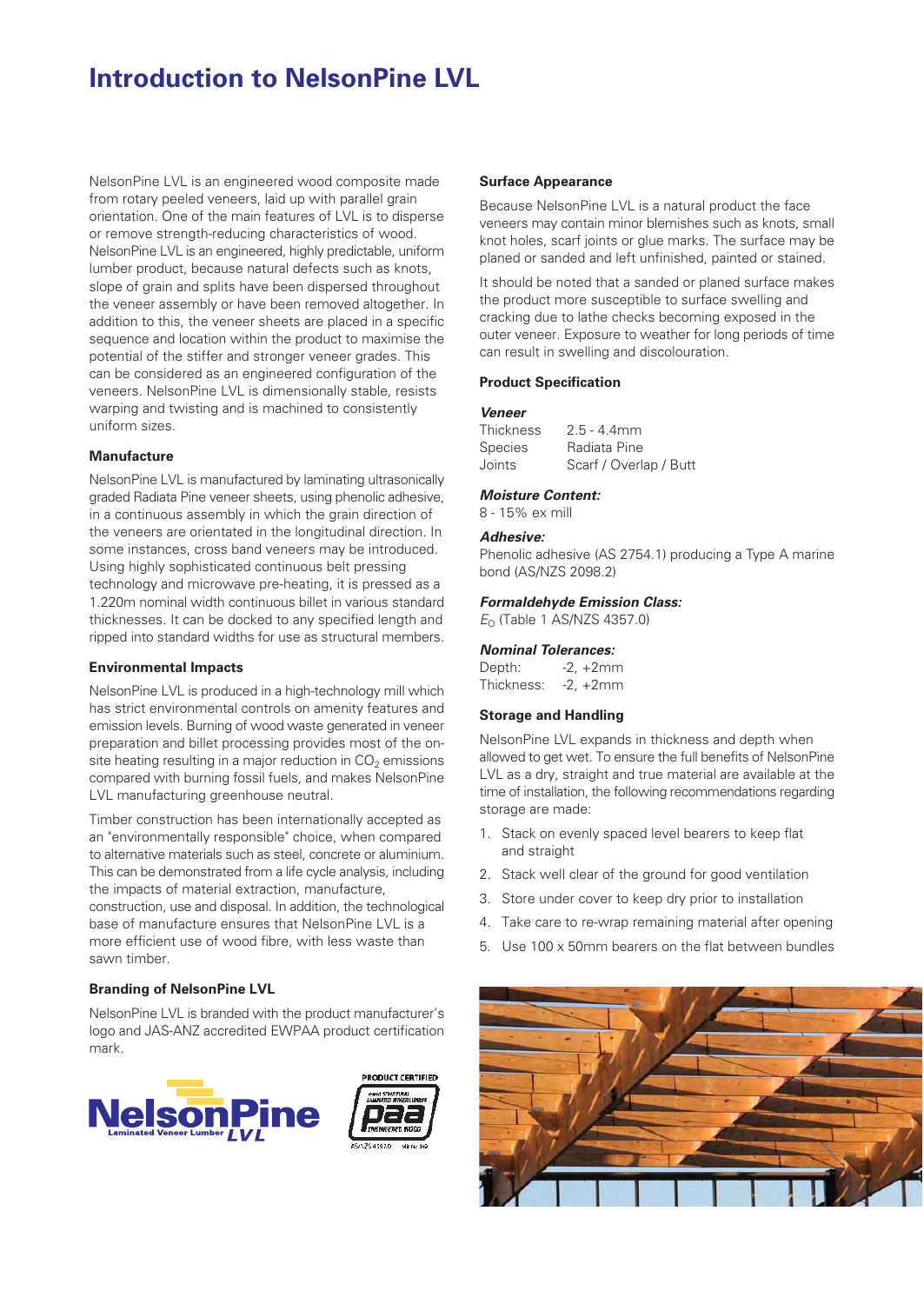# Introduction to NelsonPine LVL

NelsonPine LVL is an engineered wood composite made from rotary peeled veneers, laid up with parallel grain orientation. One of the main features of LVL is to disperse or remove strength-reducing characteristics of wood. NelsonPine LVL is an engineered, highly predictable, uniform lumber product, because natural defects such as knots, slope of grain and splits have been dispersed throughout the veneer assembly or have been removed altogether. In addition to this, the veneer sheets are placed in a specific sequence and location within the product to maximise the potential of the stiffer and stronger veneer grades. This can be considered as an engineered configuration of the veneers. NelsonPine LVL is dimensionally stable, resists warping and twisting and is machined to consistently uniform sizes.

### Manufacture

NelsonPine LVL is manufactured by laminating ultrasonically graded Radiata Pine veneer sheets, using phenolic adhesive, in a continuous assembly in which the grain direction of the veneers are orientated in the longitudinal direction. In some instances, cross band veneers may be introduced. Using highly sophisticated continuous belt pressing technology and microwave pre-heating, it is pressed as a 1.220m nominal width continuous billet in various standard thicknesses. It can be docked to any specified length and ripped into standard widths for use as structural members.

### Environmental Impacts

NelsonPine LVL is produced in a high-technology mill which has strict environmental controls on amenity features and emission levels. Burning of wood waste generated in veneer preparation and billet processing provides most of the on-site heating resulting in a major reduction in $CO_2$ emissions compared with burning fossil fuels, and makes NelsonPine LVL manufacturing greenhouse neutral.

Timber construction has been internationally accepted as an "environmentally responsible" choice, when compared to alternative materials such as steel, concrete or aluminium. This can be demonstrated from a life cycle analysis, including the impacts of material extraction, manufacture, construction, use and disposal. In addition, the technological base of manufacture ensures that NelsonPine LVL is a more efficient use of wood fibre, with less waste than sawn timber.

### Branding of NelsonPine LVL

NelsonPine LVL is branded with the product manufacturer's logo and JAS-ANZ accredited EWPAA product certification mark.

### Surface Appearance

Because NelsonPine LVL is a natural product the face veneers may contain minor blemishes such as knots, small knot holes, scarf joints or glue marks. The surface may be planed or sanded and left unfinished, painted or stained.

It should be noted that a sanded or planed surface makes the product more susceptible to surface swelling and cracking due to lathe checks becoming exposed in the outer veneer. Exposure to weather for long periods of time can result in swelling and discolouration.

### Product Specification

***Veneer***

| | |
|---|---|
| Thickness | 2.5 - 4.4mm |
| Species | Radiata Pine |
| Joints | Scarf / Overlap / Butt |

***Moisture Content:***
8 - 15% ex mill

***Adhesive:***
Phenolic adhesive (AS 2754.1) producing a Type A marine bond (AS/NZS 2098.2)

***Formaldehyde Emission Class:***
$E_O$ (Table 1 AS/NZS 4357.0)

***Nominal Tolerances:***

| | |
|---|---|
| Depth: | -2, +2mm |
| Thickness: | -2, +2mm |

### Storage and Handling

NelsonPine LVL expands in thickness and depth when allowed to get wet. To ensure the full benefits of NelsonPine LVL as a dry, straight and true material are available at the time of installation, the following recommendations regarding storage are made:

1. Stack on evenly spaced level bearers to keep flat and straight
2. Stack well clear of the ground for good ventilation
3. Store under cover to keep dry prior to installation
4. Take care to re-wrap remaining material after opening
5. Use 100 x 50mm bearers on the flat between bundles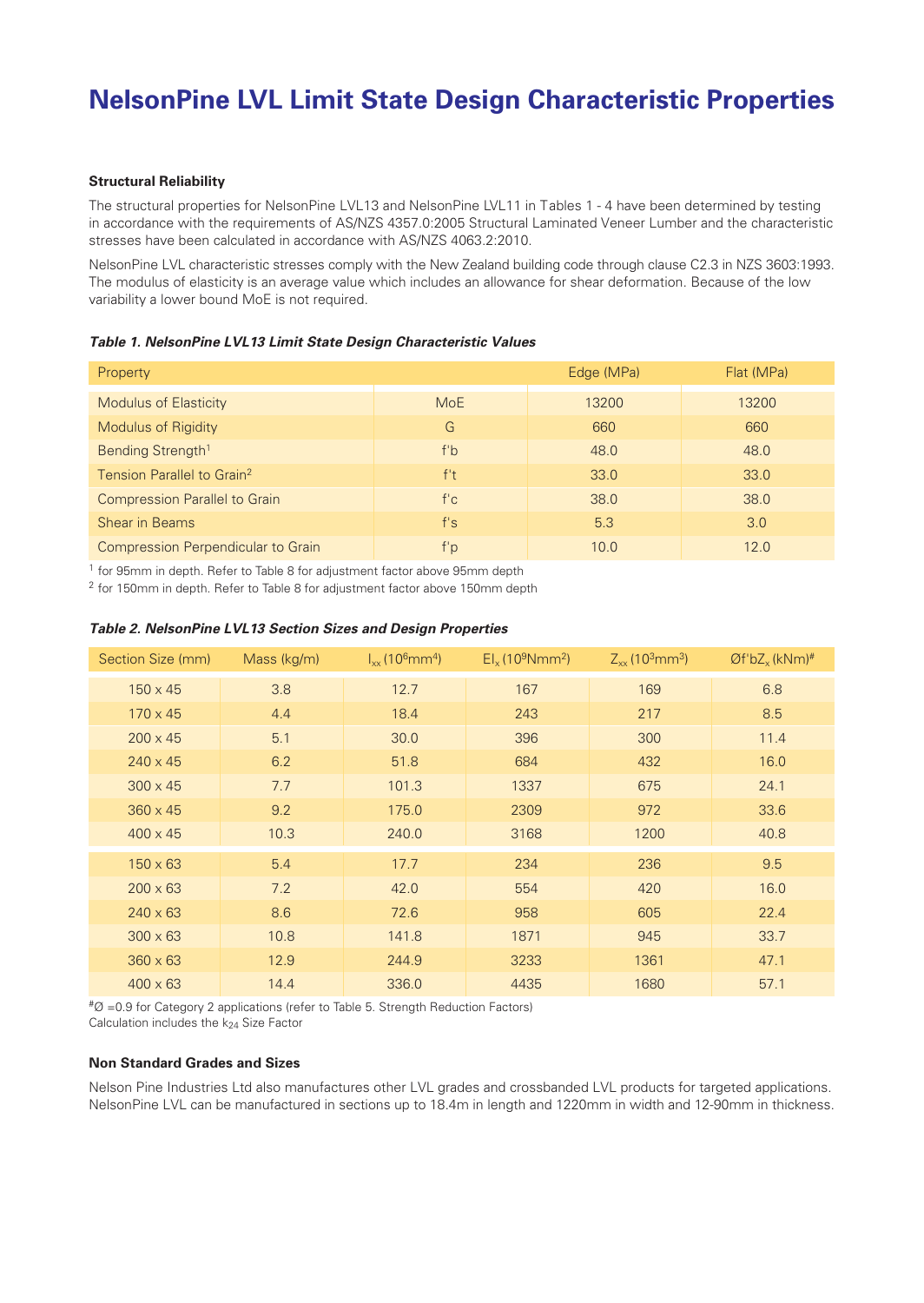# NelsonPine LVL Limit State Design Characteristic Properties

**Structural Reliability**

The structural properties for NelsonPine LVL13 and NelsonPine LVL11 in Tables 1 - 4 have been determined by testing in accordance with the requirements of AS/NZS 4357.0:2005 Structural Laminated Veneer Lumber and the characteristic stresses have been calculated in accordance with AS/NZS 4063.2:2010.

NelsonPine LVL characteristic stresses comply with the New Zealand building code through clause C2.3 in NZS 3603:1993. The modulus of elasticity is an average value which includes an allowance for shear deformation. Because of the low variability a lower bound MoE is not required.

***Table 1. NelsonPine LVL13 Limit State Design Characteristic Values***

| Property | | Edge (MPa) | Flat (MPa) |
|---|---|---|---|
| Modulus of Elasticity | MoE | 13200 | 13200 |
| Modulus of Rigidity | G | 660 | 660 |
| Bending Strength[1] | f'b | 48.0 | 48.0 |
| Tension Parallel to Grain[2] | f't | 33.0 | 33.0 |
| Compression Parallel to Grain | f'c | 38.0 | 38.0 |
| Shear in Beams | f's | 5.3 | 3.0 |
| Compression Perpendicular to Grain | f'p | 10.0 | 12.0 |

[1] for 95mm in depth. Refer to Table 8 for adjustment factor above 95mm depth

[2] for 150mm in depth. Refer to Table 8 for adjustment factor above 150mm depth

***Table 2. NelsonPine LVL13 Section Sizes and Design Properties***

| Section Size (mm) | Mass (kg/m) | $I_{xx}$ ($10^6$mm$^4$) | $EI_x$ ($10^9$Nmm$^2$) | $Z_{xx}$ ($10^3$mm$^3$) | $Øf'bZ_x$ (kNm)[#] |
|---|---|---|---|---|---|
| 150 x 45 | 3.8 | 12.7 | 167 | 169 | 6.8 |
| 170 x 45 | 4.4 | 18.4 | 243 | 217 | 8.5 |
| 200 x 45 | 5.1 | 30.0 | 396 | 300 | 11.4 |
| 240 x 45 | 6.2 | 51.8 | 684 | 432 | 16.0 |
| 300 x 45 | 7.7 | 101.3 | 1337 | 675 | 24.1 |
| 360 x 45 | 9.2 | 175.0 | 2309 | 972 | 33.6 |
| 400 x 45 | 10.3 | 240.0 | 3168 | 1200 | 40.8 |
| 150 x 63 | 5.4 | 17.7 | 234 | 236 | 9.5 |
| 200 x 63 | 7.2 | 42.0 | 554 | 420 | 16.0 |
| 240 x 63 | 8.6 | 72.6 | 958 | 605 | 22.4 |
| 300 x 63 | 10.8 | 141.8 | 1871 | 945 | 33.7 |
| 360 x 63 | 12.9 | 244.9 | 3233 | 1361 | 47.1 |
| 400 x 63 | 14.4 | 336.0 | 4435 | 1680 | 57.1 |

[#]Ø =0.9 for Category 2 applications (refer to Table 5. Strength Reduction Factors)
Calculation includes the $k_{24}$ Size Factor

**Non Standard Grades and Sizes**

Nelson Pine Industries Ltd also manufactures other LVL grades and crossbanded LVL products for targeted applications. NelsonPine LVL can be manufactured in sections up to 18.4m in length and 1220mm in width and 12-90mm in thickness.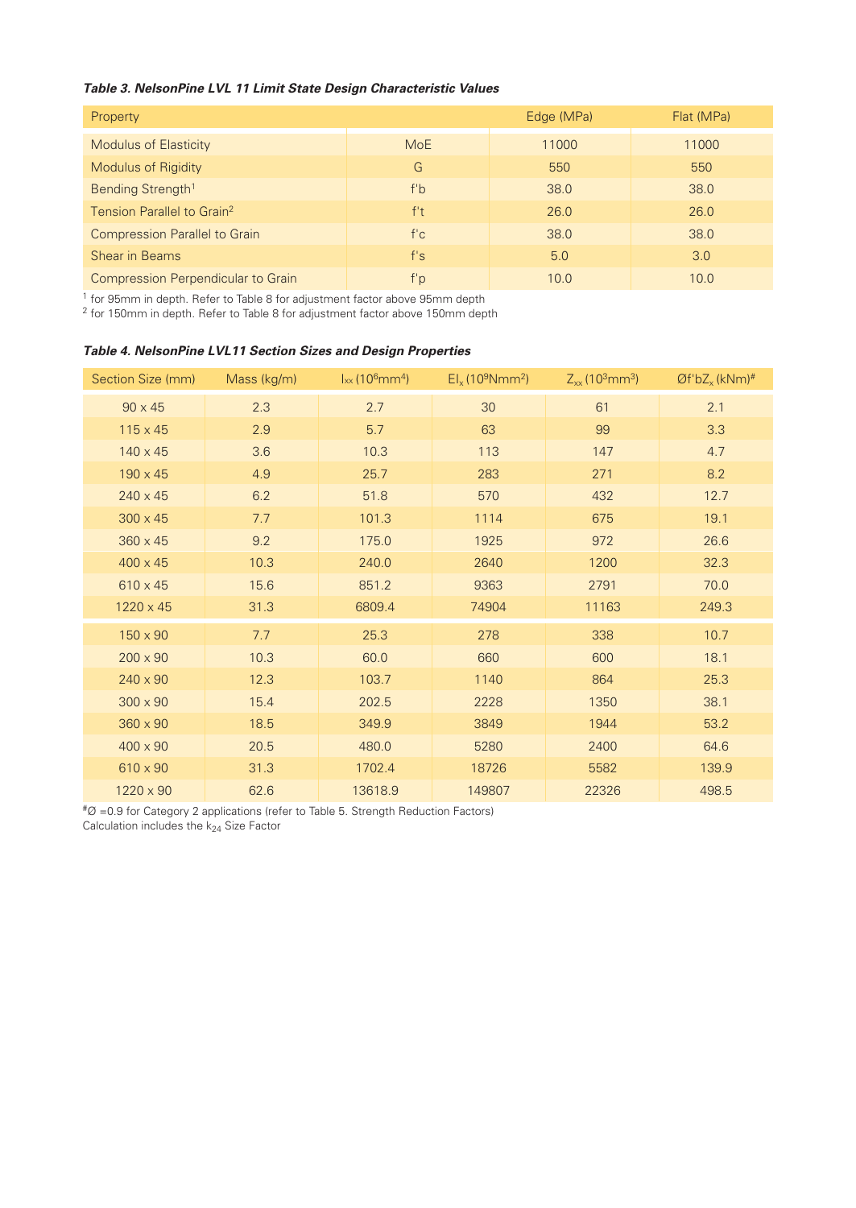***Table 3. NelsonPine LVL 11 Limit State Design Characteristic Values***

| Property | | Edge (MPa) | Flat (MPa) |
|---|---|---|---|
| Modulus of Elasticity | MoE | 11000 | 11000 |
| Modulus of Rigidity | G | 550 | 550 |
| Bending Strength[1] | f'b | 38.0 | 38.0 |
| Tension Parallel to Grain[2] | f't | 26.0 | 26.0 |
| Compression Parallel to Grain | f'c | 38.0 | 38.0 |
| Shear in Beams | f's | 5.0 | 3.0 |
| Compression Perpendicular to Grain | f'p | 10.0 | 10.0 |

[1] for 95mm in depth. Refer to Table 8 for adjustment factor above 95mm depth
[2] for 150mm in depth. Refer to Table 8 for adjustment factor above 150mm depth

***Table 4. NelsonPine LVL11 Section Sizes and Design Properties***

| Section Size (mm) | Mass (kg/m) | $I_{xx}$ ($10^6$mm$^4$) | $EI_x$ ($10^9$Nmm$^2$) | $Z_{xx}$ ($10^3$mm$^3$) | $Øf'bZ_x$ (kNm)# |
|---|---|---|---|---|---|
| 90 x 45 | 2.3 | 2.7 | 30 | 61 | 2.1 |
| 115 x 45 | 2.9 | 5.7 | 63 | 99 | 3.3 |
| 140 x 45 | 3.6 | 10.3 | 113 | 147 | 4.7 |
| 190 x 45 | 4.9 | 25.7 | 283 | 271 | 8.2 |
| 240 x 45 | 6.2 | 51.8 | 570 | 432 | 12.7 |
| 300 x 45 | 7.7 | 101.3 | 1114 | 675 | 19.1 |
| 360 x 45 | 9.2 | 175.0 | 1925 | 972 | 26.6 |
| 400 x 45 | 10.3 | 240.0 | 2640 | 1200 | 32.3 |
| 610 x 45 | 15.6 | 851.2 | 9363 | 2791 | 70.0 |
| 1220 x 45 | 31.3 | 6809.4 | 74904 | 11163 | 249.3 |
| 150 x 90 | 7.7 | 25.3 | 278 | 338 | 10.7 |
| 200 x 90 | 10.3 | 60.0 | 660 | 600 | 18.1 |
| 240 x 90 | 12.3 | 103.7 | 1140 | 864 | 25.3 |
| 300 x 90 | 15.4 | 202.5 | 2228 | 1350 | 38.1 |
| 360 x 90 | 18.5 | 349.9 | 3849 | 1944 | 53.2 |
| 400 x 90 | 20.5 | 480.0 | 5280 | 2400 | 64.6 |
| 610 x 90 | 31.3 | 1702.4 | 18726 | 5582 | 139.9 |
| 1220 x 90 | 62.6 | 13618.9 | 149807 | 22326 | 498.5 |

#Ø =0.9 for Category 2 applications (refer to Table 5. Strength Reduction Factors)
Calculation includes the $k_{24}$ Size Factor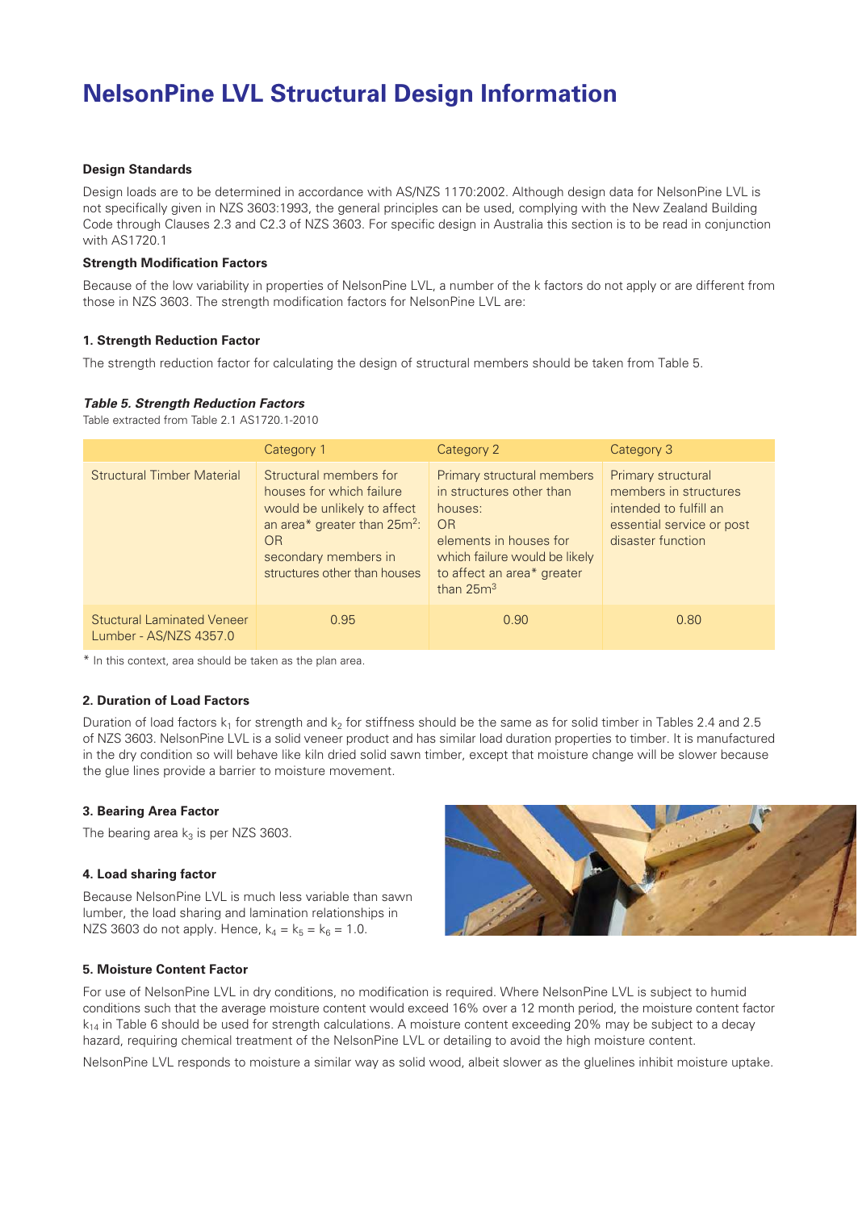# NelsonPine LVL Structural Design Information

**Design Standards**

Design loads are to be determined in accordance with AS/NZS 1170:2002. Although design data for NelsonPine LVL is not specifically given in NZS 3603:1993, the general principles can be used, complying with the New Zealand Building Code through Clauses 2.3 and C2.3 of NZS 3603. For specific design in Australia this section is to be read in conjunction with AS1720.1

**Strength Modification Factors**

Because of the low variability in properties of NelsonPine LVL, a number of the k factors do not apply or are different from those in NZS 3603. The strength modification factors for NelsonPine LVL are:

**1. Strength Reduction Factor**

The strength reduction factor for calculating the design of structural members should be taken from Table 5.

***Table 5. Strength Reduction Factors***

Table extracted from Table 2.1 AS1720.1-2010

| | Category 1 | Category 2 | Category 3 |
|---|---|---|---|
| Structural Timber Material | Structural members for houses for which failure would be unlikely to affect an area* greater than 25m$^2$: OR secondary members in structures other than houses | Primary structural members in structures other than houses: OR elements in houses for which failure would be likely to affect an area* greater than 25m$^3$ | Primary structural members in structures intended to fulfill an essential service or post disaster function |
| Stuctural Laminated Veneer Lumber - AS/NZS 4357.0 | 0.95 | 0.90 | 0.80 |

* In this context, area should be taken as the plan area.

**2. Duration of Load Factors**

Duration of load factors $k_1$ for strength and $k_2$ for stiffness should be the same as for solid timber in Tables 2.4 and 2.5 of NZS 3603. NelsonPine LVL is a solid veneer product and has similar load duration properties to timber. It is manufactured in the dry condition so will behave like kiln dried solid sawn timber, except that moisture change will be slower because the glue lines provide a barrier to moisture movement.

**3. Bearing Area Factor**

The bearing area $k_3$ is per NZS 3603.

**4. Load sharing factor**

Because NelsonPine LVL is much less variable than sawn lumber, the load sharing and lamination relationships in NZS 3603 do not apply. Hence, $k_4 = k_5 = k_6 = 1.0$.

**5. Moisture Content Factor**

For use of NelsonPine LVL in dry conditions, no modification is required. Where NelsonPine LVL is subject to humid conditions such that the average moisture content would exceed 16% over a 12 month period, the moisture content factor $k_{14}$ in Table 6 should be used for strength calculations. A moisture content exceeding 20% may be subject to a decay hazard, requiring chemical treatment of the NelsonPine LVL or detailing to avoid the high moisture content.

NelsonPine LVL responds to moisture a similar way as solid wood, albeit slower as the gluelines inhibit moisture uptake.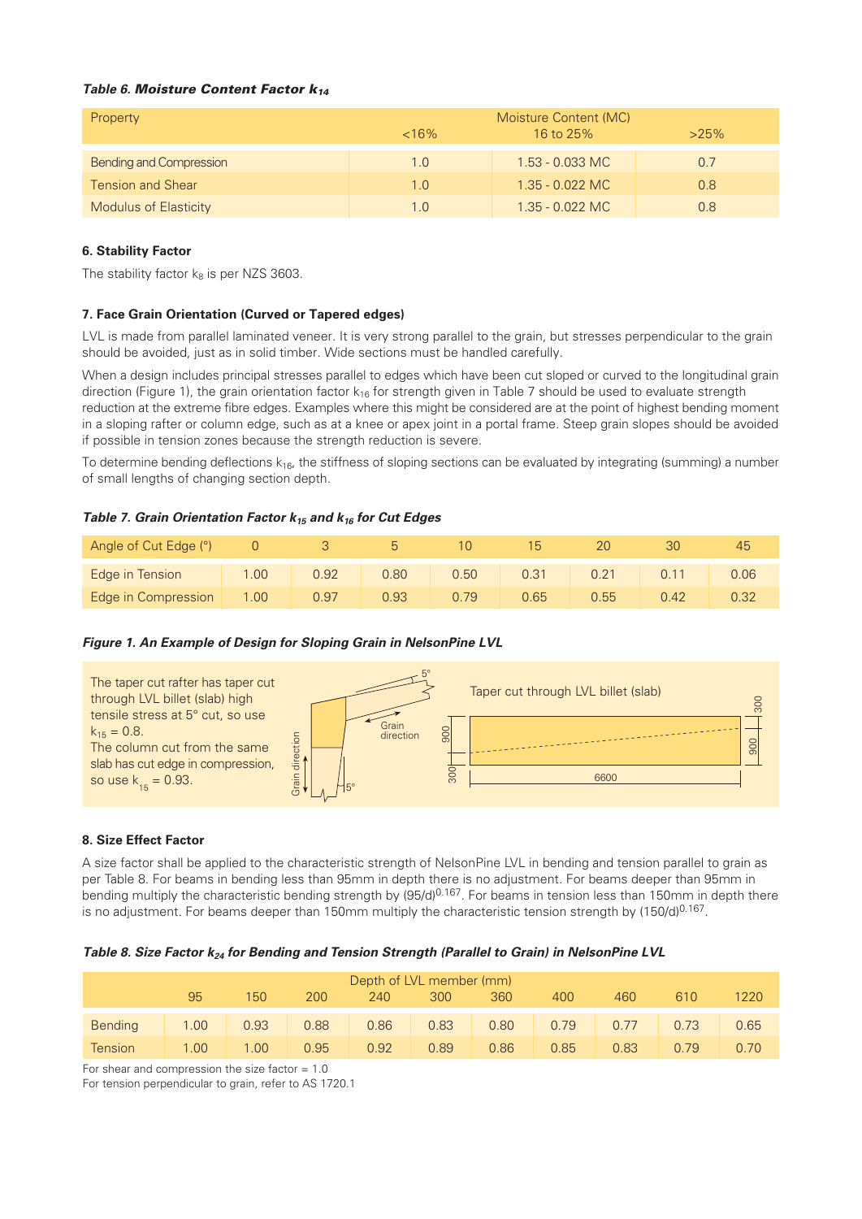***Table 6. Moisture Content Factor $k_{14}$***

| Property | Moisture Content (MC) <16% | 16 to 25% | >25% |
|---|---|---|---|
| Bending and Compression | 1.0 | 1.53 - 0.033 MC | 0.7 |
| Tension and Shear | 1.0 | 1.35 - 0.022 MC | 0.8 |
| Modulus of Elasticity | 1.0 | 1.35 - 0.022 MC | 0.8 |

**6. Stability Factor**

The stability factor $k_8$ is per NZS 3603.

**7. Face Grain Orientation (Curved or Tapered edges)**

LVL is made from parallel laminated veneer. It is very strong parallel to the grain, but stresses perpendicular to the grain should be avoided, just as in solid timber. Wide sections must be handled carefully.

When a design includes principal stresses parallel to edges which have been cut sloped or curved to the longitudinal grain direction (Figure 1), the grain orientation factor $k_{16}$ for strength given in Table 7 should be used to evaluate strength reduction at the extreme fibre edges. Examples where this might be considered are at the point of highest bending moment in a sloping rafter or column edge, such as at a knee or apex joint in a portal frame. Steep grain slopes should be avoided if possible in tension zones because the strength reduction is severe.

To determine bending deflections $k_{16}$, the stiffness of sloping sections can be evaluated by integrating (summing) a number of small lengths of changing section depth.

***Table 7. Grain Orientation Factor $k_{15}$ and $k_{16}$ for Cut Edges***

| Angle of Cut Edge (°) | 0 | 3 | 5 | 10 | 15 | 20 | 30 | 45 |
|---|---|---|---|---|---|---|---|---|
| Edge in Tension | 1.00 | 0.92 | 0.80 | 0.50 | 0.31 | 0.21 | 0.11 | 0.06 |
| Edge in Compression | 1.00 | 0.97 | 0.93 | 0.79 | 0.65 | 0.55 | 0.42 | 0.32 |

***Figure 1. An Example of Design for Sloping Grain in NelsonPine LVL***

The taper cut rafter has taper cut through LVL billet (slab) high tensile stress at 5° cut, so use $k_{15} = 0.8$.
The column cut from the same slab has cut edge in compression, so use $k_{15} = 0.93$.

Taper cut through LVL billet (slab)

**8. Size Effect Factor**

A size factor shall be applied to the characteristic strength of NelsonPine LVL in bending and tension parallel to grain as per Table 8. For beams in bending less than 95mm in depth there is no adjustment. For beams deeper than 95mm in bending multiply the characteristic bending strength by $(95/d)^{0.167}$. For beams in tension less than 150mm in depth there is no adjustment. For beams deeper than 150mm multiply the characteristic tension strength by $(150/d)^{0.167}$.

***Table 8. Size Factor $k_{24}$ for Bending and Tension Strength (Parallel to Grain) in NelsonPine LVL***

| | Depth of LVL member (mm) 95 | 150 | 200 | 240 | 300 | 360 | 400 | 460 | 610 | 1220 |
|---|---|---|---|---|---|---|---|---|---|---|
| Bending | 1.00 | 0.93 | 0.88 | 0.86 | 0.83 | 0.80 | 0.79 | 0.77 | 0.73 | 0.65 |
| Tension | 1.00 | 1.00 | 0.95 | 0.92 | 0.89 | 0.86 | 0.85 | 0.83 | 0.79 | 0.70 |

For shear and compression the size factor = 1.0
For tension perpendicular to grain, refer to AS 1720.1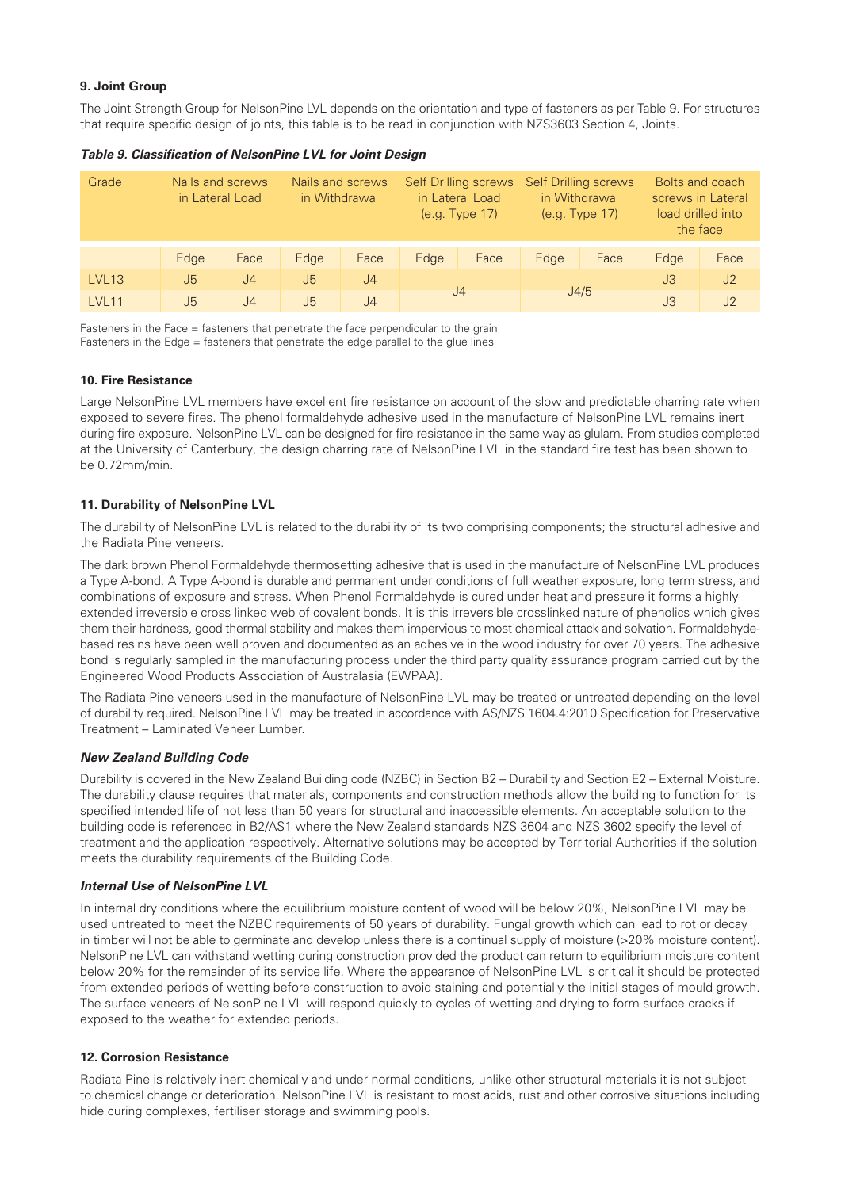### 9. Joint Group

The Joint Strength Group for NelsonPine LVL depends on the orientation and type of fasteners as per Table 9. For structures that require specific design of joints, this table is to be read in conjunction with NZS3603 Section 4, Joints.

***Table 9. Classification of NelsonPine LVL for Joint Design***

| Grade | Nails and screws in Lateral Load | | Nails and screws in Withdrawal | | Self Drilling screws in Lateral Load (e.g. Type 17) | | Self Drilling screws in Withdrawal (e.g. Type 17) | | Bolts and coach screws in Lateral load drilled into the face | |
|---|---|---|---|---|---|---|---|---|---|---|
| | Edge | Face | Edge | Face | Edge | Face | Edge | Face | Edge | Face |
| LVL13 | J5 | J4 | J5 | J4 | J4 | | J4/5 | | J3 | J2 |
| LVL11 | J5 | J4 | J5 | J4 | | | | | J3 | J2 |

Fasteners in the Face = fasteners that penetrate the face perpendicular to the grain
Fasteners in the Edge = fasteners that penetrate the edge parallel to the glue lines

### 10. Fire Resistance

Large NelsonPine LVL members have excellent fire resistance on account of the slow and predictable charring rate when exposed to severe fires. The phenol formaldehyde adhesive used in the manufacture of NelsonPine LVL remains inert during fire exposure. NelsonPine LVL can be designed for fire resistance in the same way as glulam. From studies completed at the University of Canterbury, the design charring rate of NelsonPine LVL in the standard fire test has been shown to be 0.72mm/min.

### 11. Durability of NelsonPine LVL

The durability of NelsonPine LVL is related to the durability of its two comprising components; the structural adhesive and the Radiata Pine veneers.

The dark brown Phenol Formaldehyde thermosetting adhesive that is used in the manufacture of NelsonPine LVL produces a Type A-bond. A Type A-bond is durable and permanent under conditions of full weather exposure, long term stress, and combinations of exposure and stress. When Phenol Formaldehyde is cured under heat and pressure it forms a highly extended irreversible cross linked web of covalent bonds. It is this irreversible crosslinked nature of phenolics which gives them their hardness, good thermal stability and makes them impervious to most chemical attack and solvation. Formaldehyde-based resins have been well proven and documented as an adhesive in the wood industry for over 70 years. The adhesive bond is regularly sampled in the manufacturing process under the third party quality assurance program carried out by the Engineered Wood Products Association of Australasia (EWPAA).

The Radiata Pine veneers used in the manufacture of NelsonPine LVL may be treated or untreated depending on the level of durability required. NelsonPine LVL may be treated in accordance with AS/NZS 1604.4:2010 Specification for Preservative Treatment – Laminated Veneer Lumber.

#### *New Zealand Building Code*

Durability is covered in the New Zealand Building code (NZBC) in Section B2 – Durability and Section E2 – External Moisture. The durability clause requires that materials, components and construction methods allow the building to function for its specified intended life of not less than 50 years for structural and inaccessible elements. An acceptable solution to the building code is referenced in B2/AS1 where the New Zealand standards NZS 3604 and NZS 3602 specify the level of treatment and the application respectively. Alternative solutions may be accepted by Territorial Authorities if the solution meets the durability requirements of the Building Code.

#### *Internal Use of NelsonPine LVL*

In internal dry conditions where the equilibrium moisture content of wood will be below 20%, NelsonPine LVL may be used untreated to meet the NZBC requirements of 50 years of durability. Fungal growth which can lead to rot or decay in timber will not be able to germinate and develop unless there is a continual supply of moisture (>20% moisture content). NelsonPine LVL can withstand wetting during construction provided the product can return to equilibrium moisture content below 20% for the remainder of its service life. Where the appearance of NelsonPine LVL is critical it should be protected from extended periods of wetting before construction to avoid staining and potentially the initial stages of mould growth. The surface veneers of NelsonPine LVL will respond quickly to cycles of wetting and drying to form surface cracks if exposed to the weather for extended periods.

### 12. Corrosion Resistance

Radiata Pine is relatively inert chemically and under normal conditions, unlike other structural materials it is not subject to chemical change or deterioration. NelsonPine LVL is resistant to most acids, rust and other corrosive situations including hide curing complexes, fertiliser storage and swimming pools.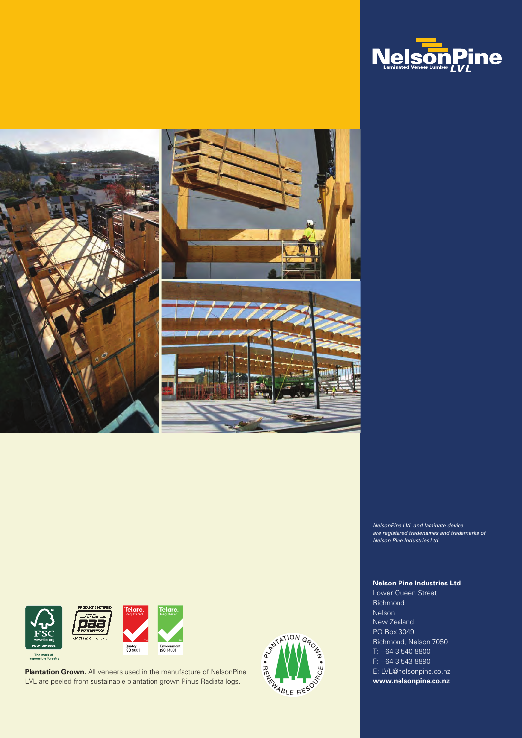*NelsonPine LVL and laminate device are registered tradenames and trademarks of Nelson Pine Industries Ltd*

**Nelson Pine Industries Ltd**
Lower Queen Street
Richmond
Nelson
New Zealand
PO Box 3049
Richmond, Nelson 7050
T: +64 3 540 8800
F: +64 3 543 8890
E: LVL@nelsonpine.co.nz
**www.nelsonpine.co.nz**

**Plantation Grown.** All veneers used in the manufacture of NelsonPine LVL are peeled from sustainable plantation grown Pinus Radiata logs.